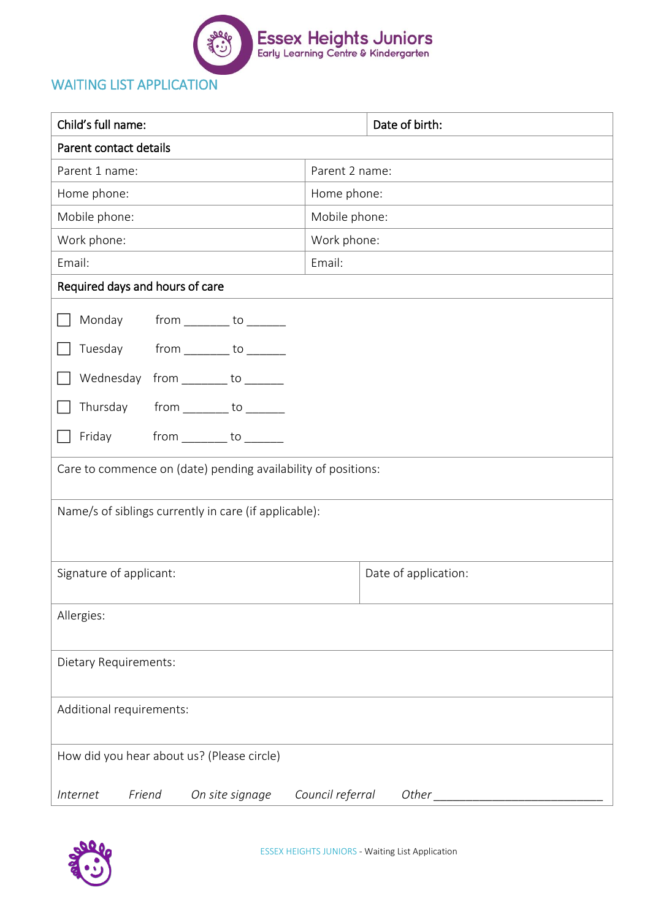# Essex Heights Juniors

Early Learning Centre & Kindergarten

## WAITING LIST APPLICATION

| Child's full name: | Date of birth: |
|---|---|
| **Parent contact details** | |
| Parent 1 name: | Parent 2 name: |
| Home phone: | Home phone: |
| Mobile phone: | Mobile phone: |
| Work phone: | Work phone: |
| Email: | Email: |

**Required days and hours of care**

- ☐ Monday from _______ to ______
- ☐ Tuesday from _______ to ______
- ☐ Wednesday from _______ to ______
- ☐ Thursday from _______ to ______
- ☐ Friday from _______ to ______

Care to commence on (date) pending availability of positions:

Name/s of siblings currently in care (if applicable):

| Signature of applicant: | Date of application: |
|---|---|

Allergies:

Dietary Requirements:

Additional requirements:

How did you hear about us? (Please circle)

*Internet* *Friend* *On site signage* *Council referral* *Other* ___________________________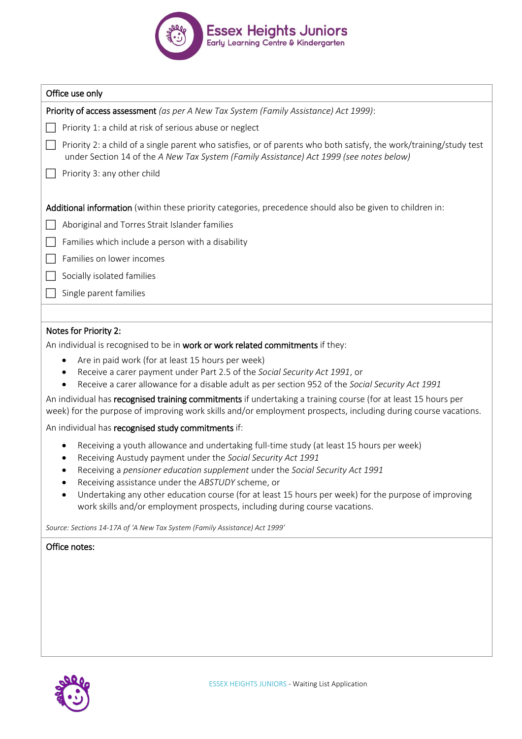Essex Heights Juniors
Early Learning Centre & Kindergarten

## Office use only

**Priority of access assessment** *(as per A New Tax System (Family Assistance) Act 1999)*:

- [ ] Priority 1: a child at risk of serious abuse or neglect
- [ ] Priority 2: a child of a single parent who satisfies, or of parents who both satisfy, the work/training/study test under Section 14 of the *A New Tax System (Family Assistance) Act 1999 (see notes below)*
- [ ] Priority 3: any other child

**Additional information** (within these priority categories, precedence should also be given to children in:

- [ ] Aboriginal and Torres Strait Islander families
- [ ] Families which include a person with a disability
- [ ] Families on lower incomes
- [ ] Socially isolated families
- [ ] Single parent families

### Notes for Priority 2:

An individual is recognised to be in **work or work related commitments** if they:

- Are in paid work (for at least 15 hours per week)
- Receive a carer payment under Part 2.5 of the *Social Security Act 1991*, or
- Receive a carer allowance for a disable adult as per section 952 of the *Social Security Act 1991*

An individual has **recognised training commitments** if undertaking a training course (for at least 15 hours per week) for the purpose of improving work skills and/or employment prospects, including during course vacations.

An individual has **recognised study commitments** if:

- Receiving a youth allowance and undertaking full-time study (at least 15 hours per week)
- Receiving Austudy payment under the *Social Security Act 1991*
- Receiving a *pensioner education supplement* under the *Social Security Act 1991*
- Receiving assistance under the *ABSTUDY* scheme, or
- Undertaking any other education course (for at least 15 hours per week) for the purpose of improving work skills and/or employment prospects, including during course vacations.

*Source: Sections 14-17A of 'A New Tax System (Family Assistance) Act 1999'*

### Office notes:

ESSEX HEIGHTS JUNIORS - Waiting List Application